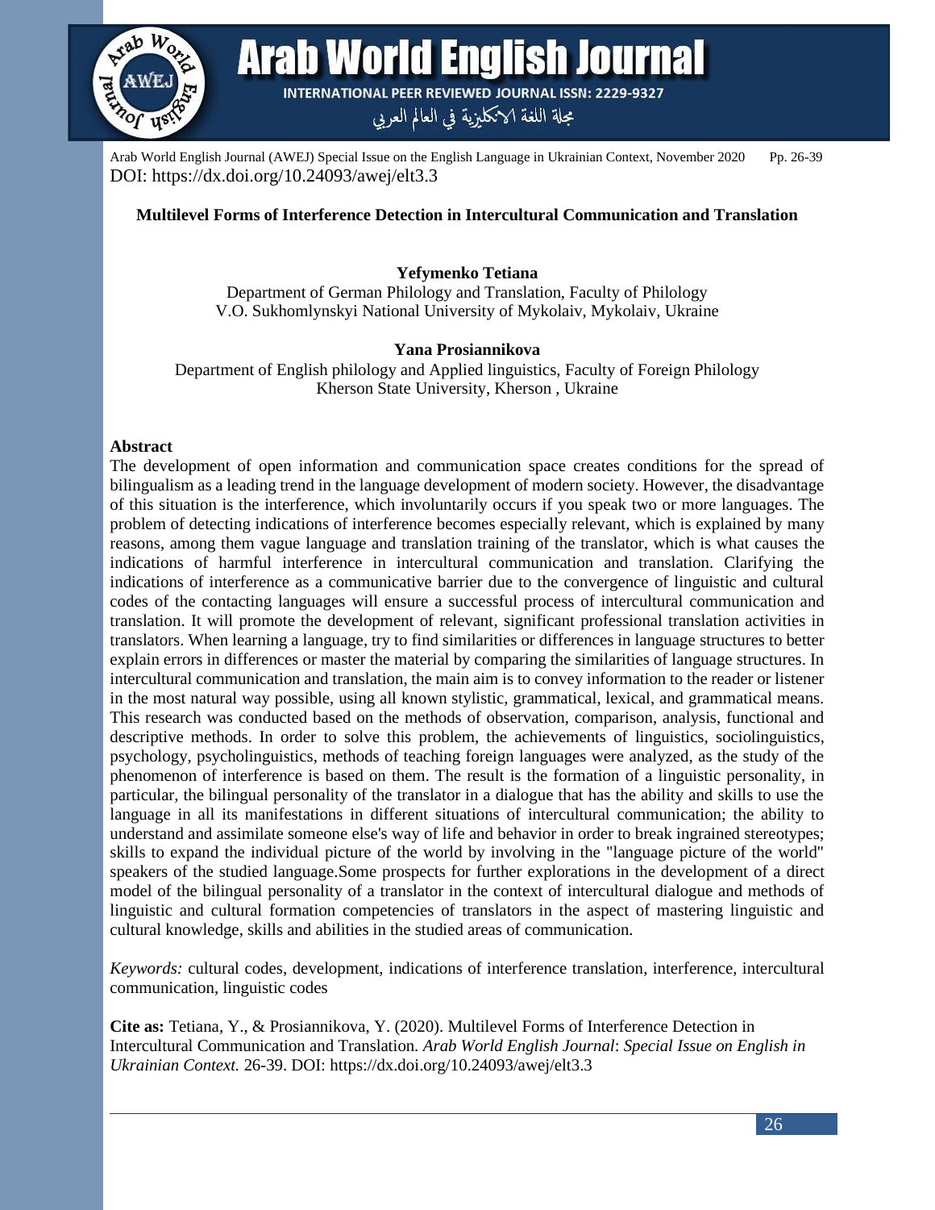Arab World English Journal (AWEJ) Special Issue on the English Language in Ukrainian Context, November 2020 Pp. 26-39
DOI: https://dx.doi.org/10.24093/awej/elt3.3

# Multilevel Forms of Interference Detection in Intercultural Communication and Translation

**Yefymenko Tetiana**
Department of German Philology and Translation, Faculty of Philology
V.O. Sukhomlynskyi National University of Mykolaiv, Mykolaiv, Ukraine

**Yana Prosiannikova**
Department of English philology and Applied linguistics, Faculty of Foreign Philology
Kherson State University, Kherson , Ukraine

## Abstract

The development of open information and communication space creates conditions for the spread of bilingualism as a leading trend in the language development of modern society. However, the disadvantage of this situation is the interference, which involuntarily occurs if you speak two or more languages. The problem of detecting indications of interference becomes especially relevant, which is explained by many reasons, among them vague language and translation training of the translator, which is what causes the indications of harmful interference in intercultural communication and translation. Clarifying the indications of interference as a communicative barrier due to the convergence of linguistic and cultural codes of the contacting languages will ensure a successful process of intercultural communication and translation. It will promote the development of relevant, significant professional translation activities in translators. When learning a language, try to find similarities or differences in language structures to better explain errors in differences or master the material by comparing the similarities of language structures. In intercultural communication and translation, the main aim is to convey information to the reader or listener in the most natural way possible, using all known stylistic, grammatical, lexical, and grammatical means. This research was conducted based on the methods of observation, comparison, analysis, functional and descriptive methods. In order to solve this problem, the achievements of linguistics, sociolinguistics, psychology, psycholinguistics, methods of teaching foreign languages were analyzed, as the study of the phenomenon of interference is based on them. The result is the formation of a linguistic personality, in particular, the bilingual personality of the translator in a dialogue that has the ability and skills to use the language in all its manifestations in different situations of intercultural communication; the ability to understand and assimilate someone else's way of life and behavior in order to break ingrained stereotypes; skills to expand the individual picture of the world by involving in the "language picture of the world" speakers of the studied language.Some prospects for further explorations in the development of a direct model of the bilingual personality of a translator in the context of intercultural dialogue and methods of linguistic and cultural formation competencies of translators in the aspect of mastering linguistic and cultural knowledge, skills and abilities in the studied areas of communication.

*Keywords:* cultural codes, development, indications of interference translation, interference, intercultural communication, linguistic codes

**Cite as:** Tetiana, Y., & Prosiannikova, Y. (2020). Multilevel Forms of Interference Detection in Intercultural Communication and Translation. *Arab World English Journal*: *Special Issue on English in Ukrainian Context.* 26-39. DOI: https://dx.doi.org/10.24093/awej/elt3.3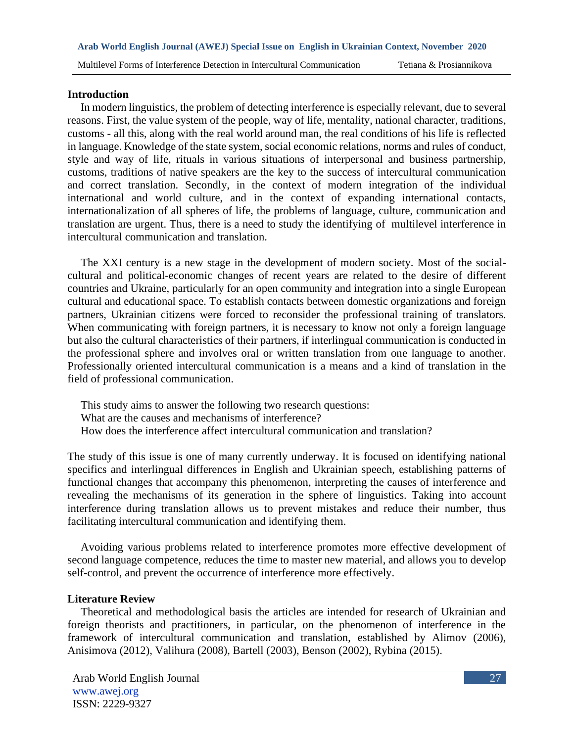## Introduction

In modern linguistics, the problem of detecting interference is especially relevant, due to several reasons. First, the value system of the people, way of life, mentality, national character, traditions, customs - all this, along with the real world around man, the real conditions of his life is reflected in language. Knowledge of the state system, social economic relations, norms and rules of conduct, style and way of life, rituals in various situations of interpersonal and business partnership, customs, traditions of native speakers are the key to the success of intercultural communication and correct translation. Secondly, in the context of modern integration of the individual international and world culture, and in the context of expanding international contacts, internationalization of all spheres of life, the problems of language, culture, communication and translation are urgent. Thus, there is a need to study the identifying of multilevel interference in intercultural communication and translation.

The XXI century is a new stage in the development of modern society. Most of the social-cultural and political-economic changes of recent years are related to the desire of different countries and Ukraine, particularly for an open community and integration into a single European cultural and educational space. To establish contacts between domestic organizations and foreign partners, Ukrainian citizens were forced to reconsider the professional training of translators. When communicating with foreign partners, it is necessary to know not only a foreign language but also the cultural characteristics of their partners, if interlingual communication is conducted in the professional sphere and involves oral or written translation from one language to another. Professionally oriented intercultural communication is a means and a kind of translation in the field of professional communication.

This study aims to answer the following two research questions:

What are the causes and mechanisms of interference?

How does the interference affect intercultural communication and translation?

The study of this issue is one of many currently underway. It is focused on identifying national specifics and interlingual differences in English and Ukrainian speech, establishing patterns of functional changes that accompany this phenomenon, interpreting the causes of interference and revealing the mechanisms of its generation in the sphere of linguistics. Taking into account interference during translation allows us to prevent mistakes and reduce their number, thus facilitating intercultural communication and identifying them.

Avoiding various problems related to interference promotes more effective development of second language competence, reduces the time to master new material, and allows you to develop self-control, and prevent the occurrence of interference more effectively.

## Literature Review

Theoretical and methodological basis the articles are intended for research of Ukrainian and foreign theorists and practitioners, in particular, on the phenomenon of interference in the framework of intercultural communication and translation, established by Alimov (2006), Anisimova (2012), Valihura (2008), Bartell (2003), Benson (2002), Rybina (2015).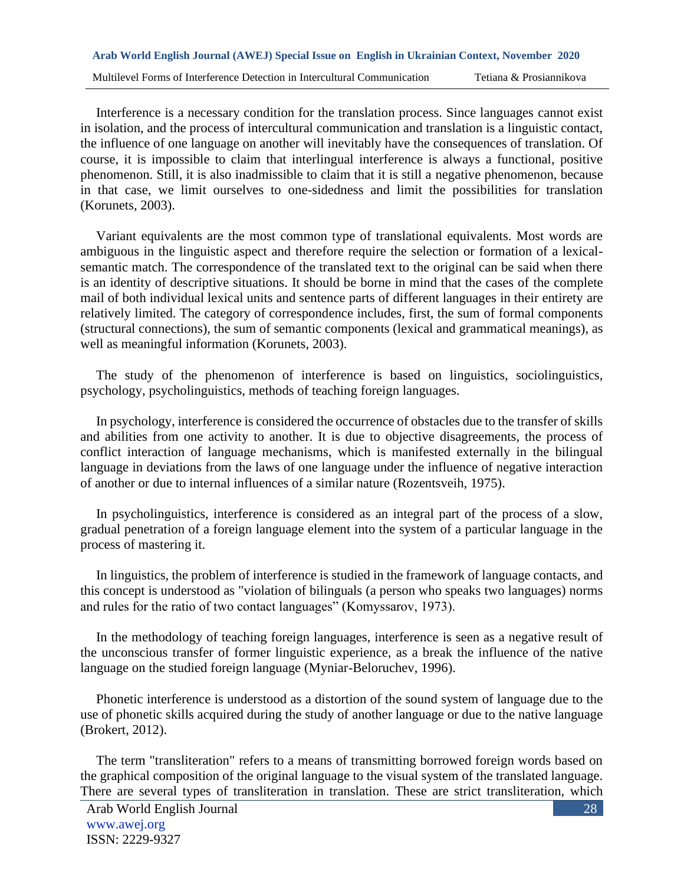Interference is a necessary condition for the translation process. Since languages cannot exist in isolation, and the process of intercultural communication and translation is a linguistic contact, the influence of one language on another will inevitably have the consequences of translation. Of course, it is impossible to claim that interlingual interference is always a functional, positive phenomenon. Still, it is also inadmissible to claim that it is still a negative phenomenon, because in that case, we limit ourselves to one-sidedness and limit the possibilities for translation (Korunets, 2003).

Variant equivalents are the most common type of translational equivalents. Most words are ambiguous in the linguistic aspect and therefore require the selection or formation of a lexical-semantic match. The correspondence of the translated text to the original can be said when there is an identity of descriptive situations. It should be borne in mind that the cases of the complete mail of both individual lexical units and sentence parts of different languages in their entirety are relatively limited. The category of correspondence includes, first, the sum of formal components (structural connections), the sum of semantic components (lexical and grammatical meanings), as well as meaningful information (Korunets, 2003).

The study of the phenomenon of interference is based on linguistics, sociolinguistics, psychology, psycholinguistics, methods of teaching foreign languages.

In psychology, interference is considered the occurrence of obstacles due to the transfer of skills and abilities from one activity to another. It is due to objective disagreements, the process of conflict interaction of language mechanisms, which is manifested externally in the bilingual language in deviations from the laws of one language under the influence of negative interaction of another or due to internal influences of a similar nature (Rozentsveih, 1975).

In psycholinguistics, interference is considered as an integral part of the process of a slow, gradual penetration of a foreign language element into the system of a particular language in the process of mastering it.

In linguistics, the problem of interference is studied in the framework of language contacts, and this concept is understood as "violation of bilinguals (a person who speaks two languages) norms and rules for the ratio of two contact languages" (Komyssarov, 1973).

In the methodology of teaching foreign languages, interference is seen as a negative result of the unconscious transfer of former linguistic experience, as a break the influence of the native language on the studied foreign language (Myniar-Beloruchev, 1996).

Phonetic interference is understood as a distortion of the sound system of language due to the use of phonetic skills acquired during the study of another language or due to the native language (Brokert, 2012).

The term "transliteration" refers to a means of transmitting borrowed foreign words based on the graphical composition of the original language to the visual system of the translated language. There are several types of transliteration in translation. These are strict transliteration, which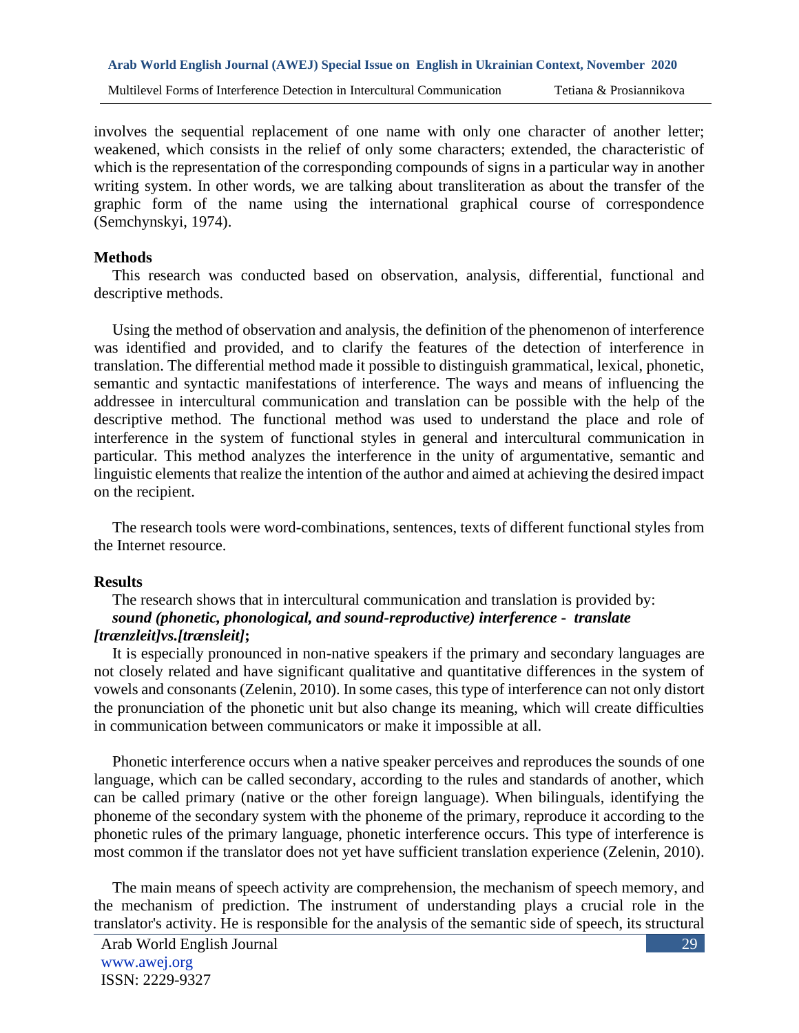involves the sequential replacement of one name with only one character of another letter; weakened, which consists in the relief of only some characters; extended, the characteristic of which is the representation of the corresponding compounds of signs in a particular way in another writing system. In other words, we are talking about transliteration as about the transfer of the graphic form of the name using the international graphical course of correspondence (Semchynskyi, 1974).

## Methods

This research was conducted based on observation, analysis, differential, functional and descriptive methods.

Using the method of observation and analysis, the definition of the phenomenon of interference was identified and provided, and to clarify the features of the detection of interference in translation. The differential method made it possible to distinguish grammatical, lexical, phonetic, semantic and syntactic manifestations of interference. The ways and means of influencing the addressee in intercultural communication and translation can be possible with the help of the descriptive method. The functional method was used to understand the place and role of interference in the system of functional styles in general and intercultural communication in particular. This method analyzes the interference in the unity of argumentative, semantic and linguistic elements that realize the intention of the author and aimed at achieving the desired impact on the recipient.

The research tools were word-combinations, sentences, texts of different functional styles from the Internet resource.

## Results

The research shows that in intercultural communication and translation is provided by:

***sound (phonetic, phonological, and sound-reproductive) interference - translate [trænzleit]vs.[trænsleit]*;**

It is especially pronounced in non-native speakers if the primary and secondary languages are not closely related and have significant qualitative and quantitative differences in the system of vowels and consonants (Zelenin, 2010). In some cases, this type of interference can not only distort the pronunciation of the phonetic unit but also change its meaning, which will create difficulties in communication between communicators or make it impossible at all.

Phonetic interference occurs when a native speaker perceives and reproduces the sounds of one language, which can be called secondary, according to the rules and standards of another, which can be called primary (native or the other foreign language). When bilinguals, identifying the phoneme of the secondary system with the phoneme of the primary, reproduce it according to the phonetic rules of the primary language, phonetic interference occurs. This type of interference is most common if the translator does not yet have sufficient translation experience (Zelenin, 2010).

The main means of speech activity are comprehension, the mechanism of speech memory, and the mechanism of prediction. The instrument of understanding plays a crucial role in the translator's activity. He is responsible for the analysis of the semantic side of speech, its structural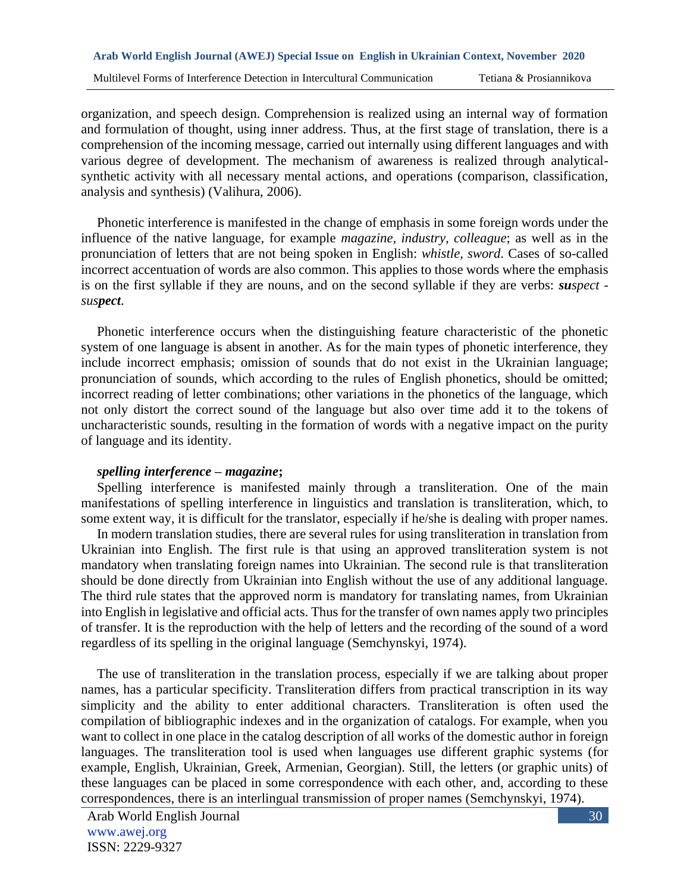organization, and speech design. Comprehension is realized using an internal way of formation and formulation of thought, using inner address. Thus, at the first stage of translation, there is a comprehension of the incoming message, carried out internally using different languages and with various degree of development. The mechanism of awareness is realized through analytical-synthetic activity with all necessary mental actions, and operations (comparison, classification, analysis and synthesis) (Valihura, 2006).

Phonetic interference is manifested in the change of emphasis in some foreign words under the influence of the native language, for example *magazine, industry, colleague*; as well as in the pronunciation of letters that are not being spoken in English: *whistle, sword*. Cases of so-called incorrect accentuation of words are also common. This applies to those words where the emphasis is on the first syllable if they are nouns, and on the second syllable if they are verbs: ***su**spect* - *sus**pect***.

Phonetic interference occurs when the distinguishing feature characteristic of the phonetic system of one language is absent in another. As for the main types of phonetic interference, they include incorrect emphasis; omission of sounds that do not exist in the Ukrainian language; pronunciation of sounds, which according to the rules of English phonetics, should be omitted; incorrect reading of letter combinations; other variations in the phonetics of the language, which not only distort the correct sound of the language but also over time add it to the tokens of uncharacteristic sounds, resulting in the formation of words with a negative impact on the purity of language and its identity.

***spelling interference – magazine*;**

Spelling interference is manifested mainly through a transliteration. One of the main manifestations of spelling interference in linguistics and translation is transliteration, which, to some extent way, it is difficult for the translator, especially if he/she is dealing with proper names.

In modern translation studies, there are several rules for using transliteration in translation from Ukrainian into English. The first rule is that using an approved transliteration system is not mandatory when translating foreign names into Ukrainian. The second rule is that transliteration should be done directly from Ukrainian into English without the use of any additional language. The third rule states that the approved norm is mandatory for translating names, from Ukrainian into English in legislative and official acts. Thus for the transfer of own names apply two principles of transfer. It is the reproduction with the help of letters and the recording of the sound of a word regardless of its spelling in the original language (Semchynskyi, 1974).

The use of transliteration in the translation process, especially if we are talking about proper names, has a particular specificity. Transliteration differs from practical transcription in its way simplicity and the ability to enter additional characters. Transliteration is often used the compilation of bibliographic indexes and in the organization of catalogs. For example, when you want to collect in one place in the catalog description of all works of the domestic author in foreign languages. The transliteration tool is used when languages use different graphic systems (for example, English, Ukrainian, Greek, Armenian, Georgian). Still, the letters (or graphic units) of these languages can be placed in some correspondence with each other, and, according to these correspondences, there is an interlingual transmission of proper names (Semchynskyi, 1974).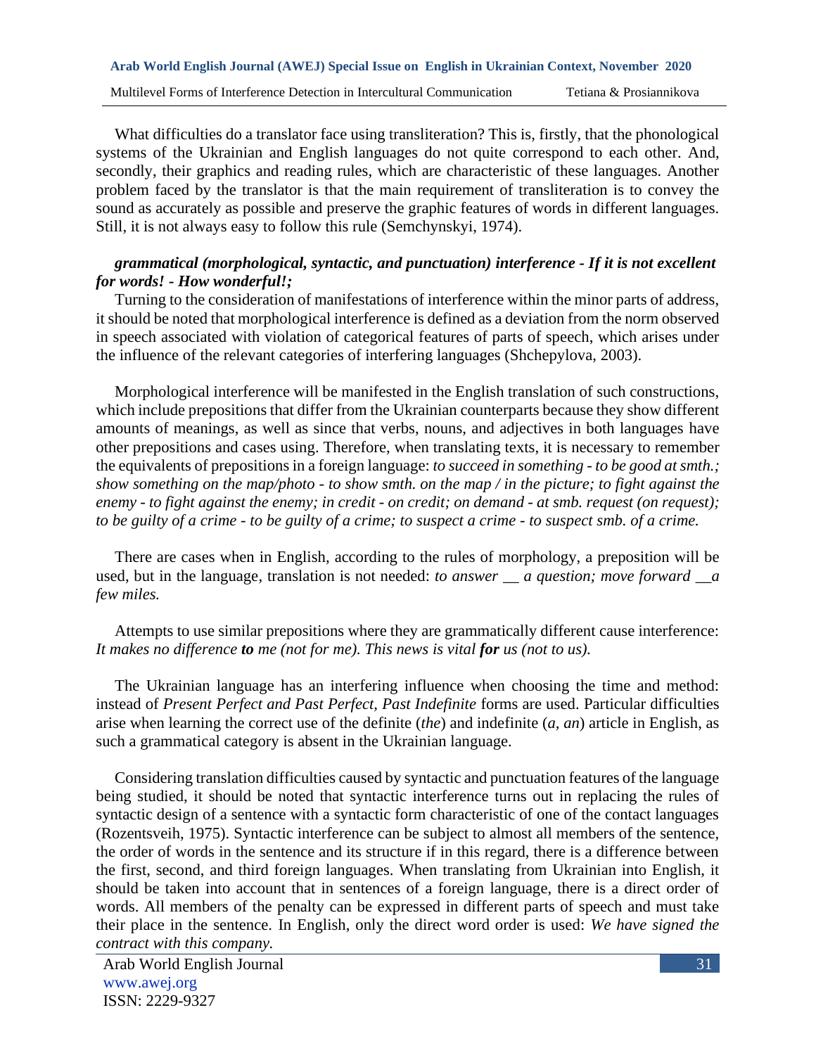What difficulties do a translator face using transliteration? This is, firstly, that the phonological systems of the Ukrainian and English languages do not quite correspond to each other. And, secondly, their graphics and reading rules, which are characteristic of these languages. Another problem faced by the translator is that the main requirement of transliteration is to convey the sound as accurately as possible and preserve the graphic features of words in different languages. Still, it is not always easy to follow this rule (Semchynskyi, 1974).

***grammatical (morphological, syntactic, and punctuation) interference - If it is not excellent for words! - How wonderful!;***

Turning to the consideration of manifestations of interference within the minor parts of address, it should be noted that morphological interference is defined as a deviation from the norm observed in speech associated with violation of categorical features of parts of speech, which arises under the influence of the relevant categories of interfering languages (Shchepylova, 2003).

Morphological interference will be manifested in the English translation of such constructions, which include prepositions that differ from the Ukrainian counterparts because they show different amounts of meanings, as well as since that verbs, nouns, and adjectives in both languages have other prepositions and cases using. Therefore, when translating texts, it is necessary to remember the equivalents of prepositions in a foreign language: *to succeed in something - to be good at smth.; show something on the map/photo - to show smth. on the map / in the picture; to fight against the enemy - to fight against the enemy; in credit - on credit; on demand - at smb. request (on request); to be guilty of a crime - to be guilty of a crime; to suspect a crime - to suspect smb. of a crime.*

There are cases when in English, according to the rules of morphology, a preposition will be used, but in the language, translation is not needed: *to answer __ a question; move forward __a few miles.*

Attempts to use similar prepositions where they are grammatically different cause interference: *It makes no difference **to** me (not for me). This news is vital **for** us (not to us).*

The Ukrainian language has an interfering influence when choosing the time and method: instead of *Present Perfect and Past Perfect, Past Indefinite* forms are used. Particular difficulties arise when learning the correct use of the definite (*the*) and indefinite (*a*, *an*) article in English, as such a grammatical category is absent in the Ukrainian language.

Considering translation difficulties caused by syntactic and punctuation features of the language being studied, it should be noted that syntactic interference turns out in replacing the rules of syntactic design of a sentence with a syntactic form characteristic of one of the contact languages (Rozentsveih, 1975). Syntactic interference can be subject to almost all members of the sentence, the order of words in the sentence and its structure if in this regard, there is a difference between the first, second, and third foreign languages. When translating from Ukrainian into English, it should be taken into account that in sentences of a foreign language, there is a direct order of words. All members of the penalty can be expressed in different parts of speech and must take their place in the sentence. In English, only the direct word order is used: *We have signed the contract with this company.*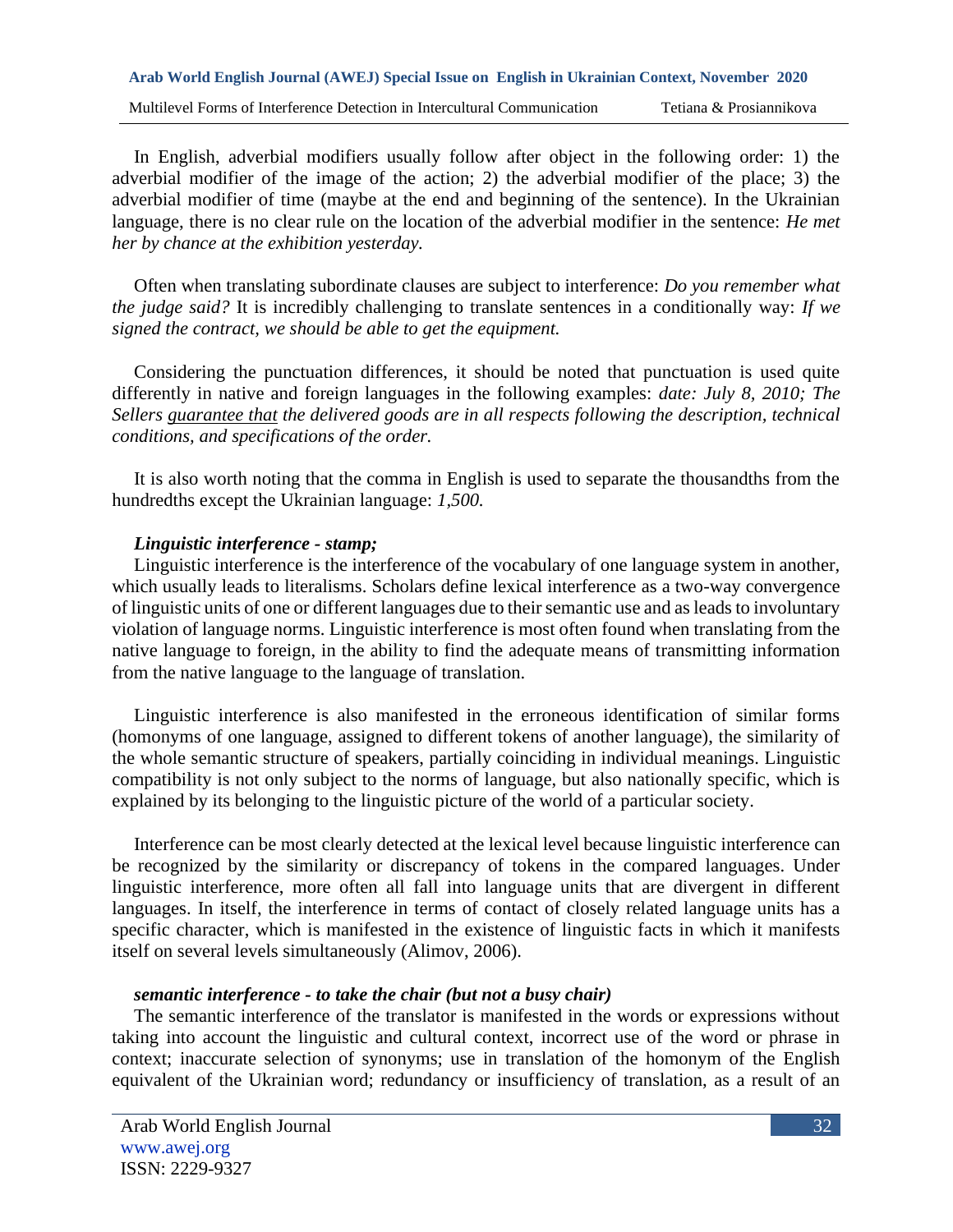In English, adverbial modifiers usually follow after object in the following order: 1) the adverbial modifier of the image of the action; 2) the adverbial modifier of the place; 3) the adverbial modifier of time (maybe at the end and beginning of the sentence). In the Ukrainian language, there is no clear rule on the location of the adverbial modifier in the sentence: *He met her by chance at the exhibition yesterday.*

Often when translating subordinate clauses are subject to interference: *Do you remember what the judge said?* It is incredibly challenging to translate sentences in a conditionally way: *If we signed the contract, we should be able to get the equipment.*

Considering the punctuation differences, it should be noted that punctuation is used quite differently in native and foreign languages in the following examples: *date: July 8, 2010; The Sellers <u>guarantee that</u> the delivered goods are in all respects following the description, technical conditions, and specifications of the order.*

It is also worth noting that the comma in English is used to separate the thousandths from the hundredths except the Ukrainian language: *1,500.*

***Linguistic interference - stamp;***

Linguistic interference is the interference of the vocabulary of one language system in another, which usually leads to literalisms. Scholars define lexical interference as a two-way convergence of linguistic units of one or different languages due to their semantic use and as leads to involuntary violation of language norms. Linguistic interference is most often found when translating from the native language to foreign, in the ability to find the adequate means of transmitting information from the native language to the language of translation.

Linguistic interference is also manifested in the erroneous identification of similar forms (homonyms of one language, assigned to different tokens of another language), the similarity of the whole semantic structure of speakers, partially coinciding in individual meanings. Linguistic compatibility is not only subject to the norms of language, but also nationally specific, which is explained by its belonging to the linguistic picture of the world of a particular society.

Interference can be most clearly detected at the lexical level because linguistic interference can be recognized by the similarity or discrepancy of tokens in the compared languages. Under linguistic interference, more often all fall into language units that are divergent in different languages. In itself, the interference in terms of contact of closely related language units has a specific character, which is manifested in the existence of linguistic facts in which it manifests itself on several levels simultaneously (Alimov, 2006).

***semantic interference - to take the chair (but not a busy chair)***

The semantic interference of the translator is manifested in the words or expressions without taking into account the linguistic and cultural context, incorrect use of the word or phrase in context; inaccurate selection of synonyms; use in translation of the homonym of the English equivalent of the Ukrainian word; redundancy or insufficiency of translation, as a result of an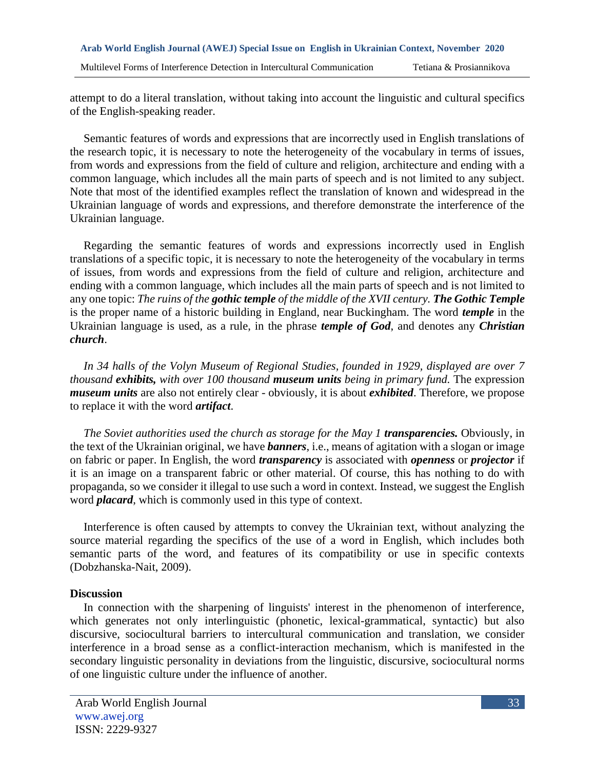attempt to do a literal translation, without taking into account the linguistic and cultural specifics of the English-speaking reader.

Semantic features of words and expressions that are incorrectly used in English translations of the research topic, it is necessary to note the heterogeneity of the vocabulary in terms of issues, from words and expressions from the field of culture and religion, architecture and ending with a common language, which includes all the main parts of speech and is not limited to any subject. Note that most of the identified examples reflect the translation of known and widespread in the Ukrainian language of words and expressions, and therefore demonstrate the interference of the Ukrainian language.

Regarding the semantic features of words and expressions incorrectly used in English translations of a specific topic, it is necessary to note the heterogeneity of the vocabulary in terms of issues, from words and expressions from the field of culture and religion, architecture and ending with a common language, which includes all the main parts of speech and is not limited to any one topic: *The ruins of the* ***gothic temple*** *of the middle of the XVII century.* ***The Gothic Temple*** is the proper name of a historic building in England, near Buckingham. The word ***temple*** in the Ukrainian language is used, as a rule, in the phrase ***temple of God***, and denotes any ***Christian church***.

*In 34 halls of the Volyn Museum of Regional Studies, founded in 1929, displayed are over 7 thousand* ***exhibits,*** *with over 100 thousand* ***museum units*** *being in primary fund.* The expression ***museum units*** are also not entirely clear - obviously, it is about ***exhibited***. Therefore, we propose to replace it with the word ***artifact***.

*The Soviet authorities used the church as storage for the May 1* ***transparencies.*** Obviously, in the text of the Ukrainian original, we have ***banners***, i.e., means of agitation with a slogan or image on fabric or paper. In English, the word ***transparency*** is associated with ***openness*** or ***projector*** if it is an image on a transparent fabric or other material. Of course, this has nothing to do with propaganda, so we consider it illegal to use such a word in context. Instead, we suggest the English word ***placard***, which is commonly used in this type of context.

Interference is often caused by attempts to convey the Ukrainian text, without analyzing the source material regarding the specifics of the use of a word in English, which includes both semantic parts of the word, and features of its compatibility or use in specific contexts (Dobzhanska-Nait, 2009).

## Discussion

In connection with the sharpening of linguists' interest in the phenomenon of interference, which generates not only interlinguistic (phonetic, lexical-grammatical, syntactic) but also discursive, sociocultural barriers to intercultural communication and translation, we consider interference in a broad sense as a conflict-interaction mechanism, which is manifested in the secondary linguistic personality in deviations from the linguistic, discursive, sociocultural norms of one linguistic culture under the influence of another.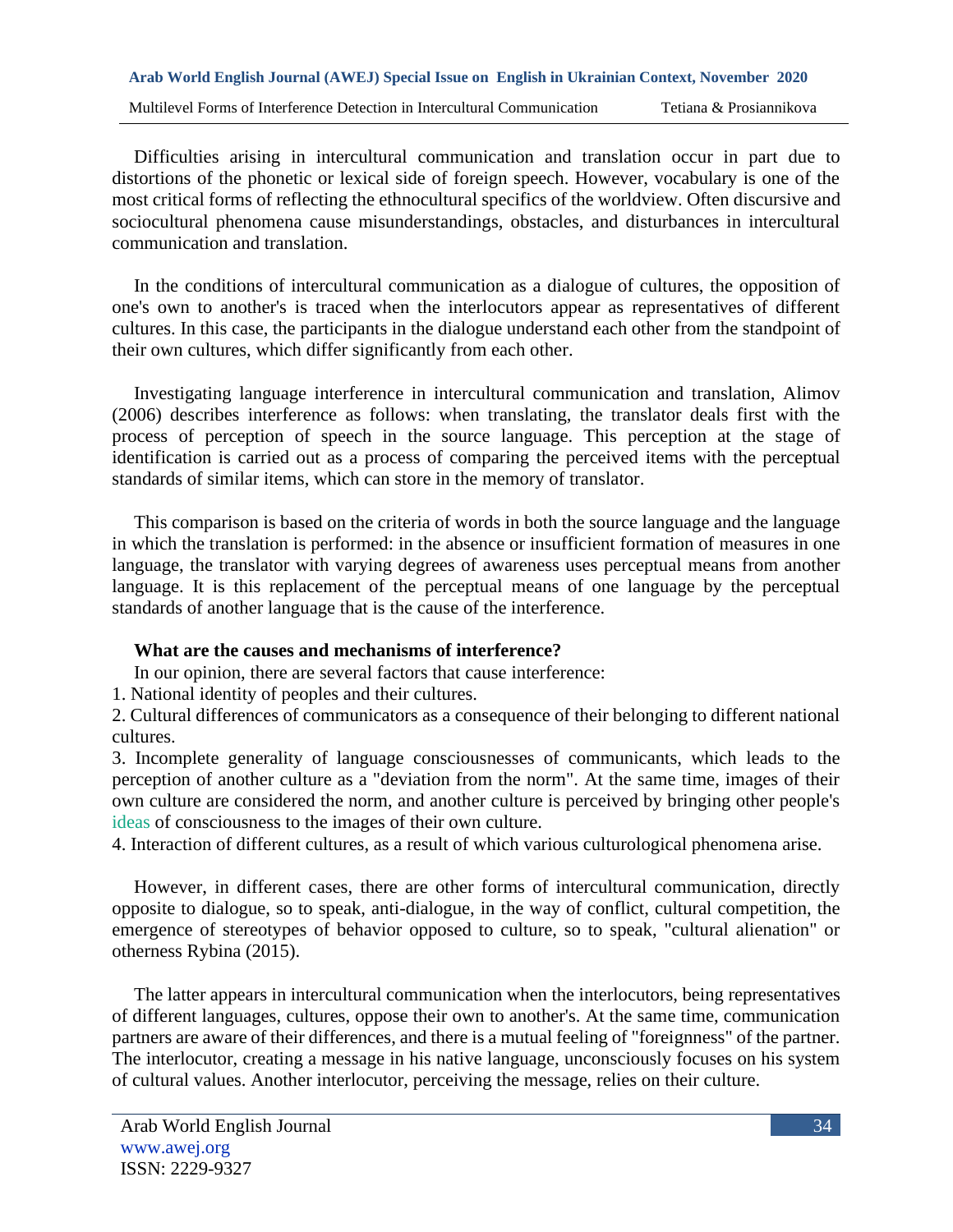Difficulties arising in intercultural communication and translation occur in part due to distortions of the phonetic or lexical side of foreign speech. However, vocabulary is one of the most critical forms of reflecting the ethnocultural specifics of the worldview. Often discursive and sociocultural phenomena cause misunderstandings, obstacles, and disturbances in intercultural communication and translation.

In the conditions of intercultural communication as a dialogue of cultures, the opposition of one's own to another's is traced when the interlocutors appear as representatives of different cultures. In this case, the participants in the dialogue understand each other from the standpoint of their own cultures, which differ significantly from each other.

Investigating language interference in intercultural communication and translation, Alimov (2006) describes interference as follows: when translating, the translator deals first with the process of perception of speech in the source language. This perception at the stage of identification is carried out as a process of comparing the perceived items with the perceptual standards of similar items, which can store in the memory of translator.

This comparison is based on the criteria of words in both the source language and the language in which the translation is performed: in the absence or insufficient formation of measures in one language, the translator with varying degrees of awareness uses perceptual means from another language. It is this replacement of the perceptual means of one language by the perceptual standards of another language that is the cause of the interference.

**What are the causes and mechanisms of interference?**

In our opinion, there are several factors that cause interference:

1. National identity of peoples and their cultures.
2. Cultural differences of communicators as a consequence of their belonging to different national cultures.
3. Incomplete generality of language consciousnesses of communicants, which leads to the perception of another culture as a "deviation from the norm". At the same time, images of their own culture are considered the norm, and another culture is perceived by bringing other people's ideas of consciousness to the images of their own culture.
4. Interaction of different cultures, as a result of which various culturological phenomena arise.

However, in different cases, there are other forms of intercultural communication, directly opposite to dialogue, so to speak, anti-dialogue, in the way of conflict, cultural competition, the emergence of stereotypes of behavior opposed to culture, so to speak, "cultural alienation" or otherness Rybina (2015).

The latter appears in intercultural communication when the interlocutors, being representatives of different languages, cultures, oppose their own to another's. At the same time, communication partners are aware of their differences, and there is a mutual feeling of "foreignness" of the partner. The interlocutor, creating a message in his native language, unconsciously focuses on his system of cultural values. Another interlocutor, perceiving the message, relies on their culture.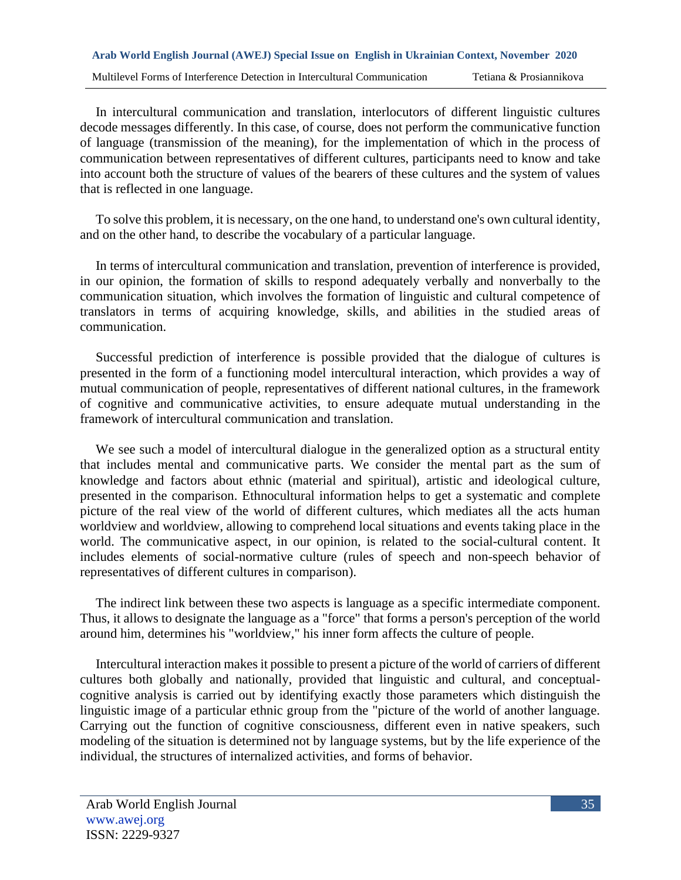In intercultural communication and translation, interlocutors of different linguistic cultures decode messages differently. In this case, of course, does not perform the communicative function of language (transmission of the meaning), for the implementation of which in the process of communication between representatives of different cultures, participants need to know and take into account both the structure of values of the bearers of these cultures and the system of values that is reflected in one language.

To solve this problem, it is necessary, on the one hand, to understand one's own cultural identity, and on the other hand, to describe the vocabulary of a particular language.

In terms of intercultural communication and translation, prevention of interference is provided, in our opinion, the formation of skills to respond adequately verbally and nonverbally to the communication situation, which involves the formation of linguistic and cultural competence of translators in terms of acquiring knowledge, skills, and abilities in the studied areas of communication.

Successful prediction of interference is possible provided that the dialogue of cultures is presented in the form of a functioning model intercultural interaction, which provides a way of mutual communication of people, representatives of different national cultures, in the framework of cognitive and communicative activities, to ensure adequate mutual understanding in the framework of intercultural communication and translation.

We see such a model of intercultural dialogue in the generalized option as a structural entity that includes mental and communicative parts. We consider the mental part as the sum of knowledge and factors about ethnic (material and spiritual), artistic and ideological culture, presented in the comparison. Ethnocultural information helps to get a systematic and complete picture of the real view of the world of different cultures, which mediates all the acts human worldview and worldview, allowing to comprehend local situations and events taking place in the world. The communicative aspect, in our opinion, is related to the social-cultural content. It includes elements of social-normative culture (rules of speech and non-speech behavior of representatives of different cultures in comparison).

The indirect link between these two aspects is language as a specific intermediate component. Thus, it allows to designate the language as a "force" that forms a person's perception of the world around him, determines his "worldview," his inner form affects the culture of people.

Intercultural interaction makes it possible to present a picture of the world of carriers of different cultures both globally and nationally, provided that linguistic and cultural, and conceptual-cognitive analysis is carried out by identifying exactly those parameters which distinguish the linguistic image of a particular ethnic group from the "picture of the world of another language. Carrying out the function of cognitive consciousness, different even in native speakers, such modeling of the situation is determined not by language systems, but by the life experience of the individual, the structures of internalized activities, and forms of behavior.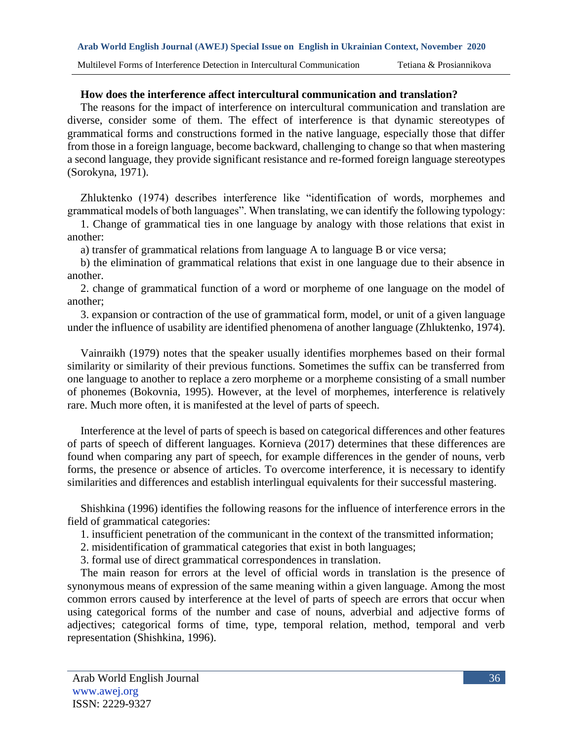**How does the interference affect intercultural communication and translation?**

The reasons for the impact of interference on intercultural communication and translation are diverse, consider some of them. The effect of interference is that dynamic stereotypes of grammatical forms and constructions formed in the native language, especially those that differ from those in a foreign language, become backward, challenging to change so that when mastering a second language, they provide significant resistance and re-formed foreign language stereotypes (Sorokyna, 1971).

Zhluktenko (1974) describes interference like "identification of words, morphemes and grammatical models of both languages". When translating, we can identify the following typology:

1. Change of grammatical ties in one language by analogy with those relations that exist in another:

a) transfer of grammatical relations from language A to language B or vice versa;

b) the elimination of grammatical relations that exist in one language due to their absence in another.

2. change of grammatical function of a word or morpheme of one language on the model of another;

3. expansion or contraction of the use of grammatical form, model, or unit of a given language under the influence of usability are identified phenomena of another language (Zhluktenko, 1974).

Vainraikh (1979) notes that the speaker usually identifies morphemes based on their formal similarity or similarity of their previous functions. Sometimes the suffix can be transferred from one language to another to replace a zero morpheme or a morpheme consisting of a small number of phonemes (Bokovnia, 1995). However, at the level of morphemes, interference is relatively rare. Much more often, it is manifested at the level of parts of speech.

Interference at the level of parts of speech is based on categorical differences and other features of parts of speech of different languages. Kornieva (2017) determines that these differences are found when comparing any part of speech, for example differences in the gender of nouns, verb forms, the presence or absence of articles. To overcome interference, it is necessary to identify similarities and differences and establish interlingual equivalents for their successful mastering.

Shishkina (1996) identifies the following reasons for the influence of interference errors in the field of grammatical categories:

1. insufficient penetration of the communicant in the context of the transmitted information;
2. misidentification of grammatical categories that exist in both languages;
3. formal use of direct grammatical correspondences in translation.

The main reason for errors at the level of official words in translation is the presence of synonymous means of expression of the same meaning within a given language. Among the most common errors caused by interference at the level of parts of speech are errors that occur when using categorical forms of the number and case of nouns, adverbial and adjective forms of adjectives; categorical forms of time, type, temporal relation, method, temporal and verb representation (Shishkina, 1996).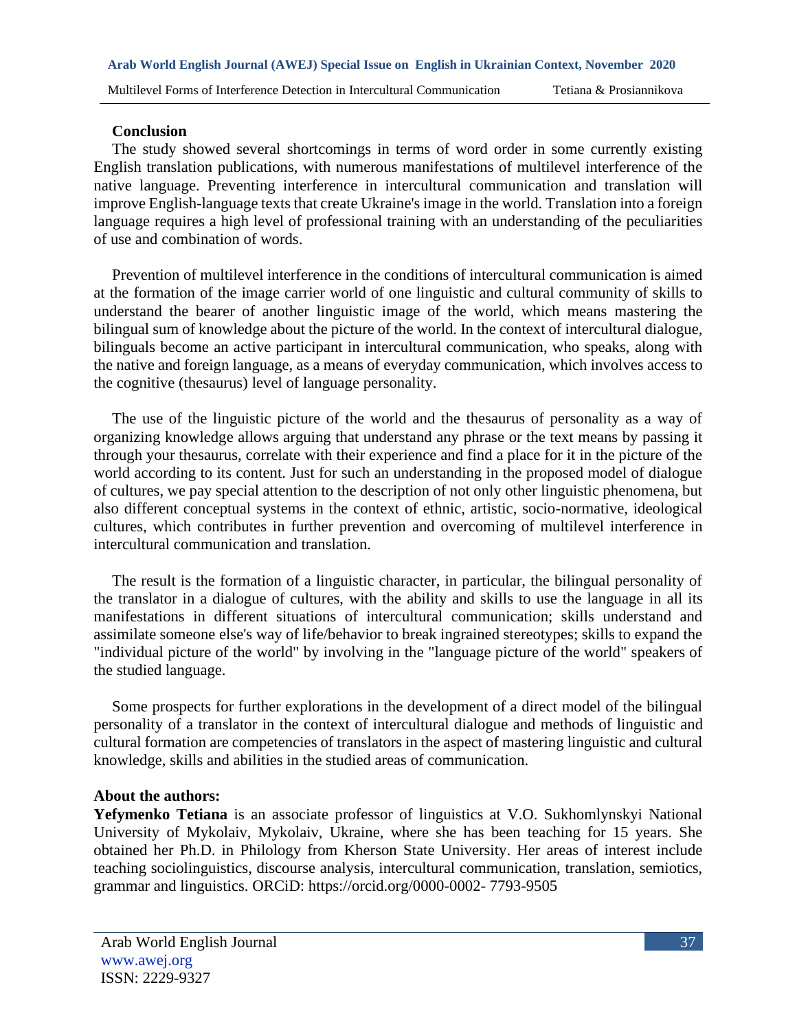## Conclusion

The study showed several shortcomings in terms of word order in some currently existing English translation publications, with numerous manifestations of multilevel interference of the native language. Preventing interference in intercultural communication and translation will improve English-language texts that create Ukraine's image in the world. Translation into a foreign language requires a high level of professional training with an understanding of the peculiarities of use and combination of words.

Prevention of multilevel interference in the conditions of intercultural communication is aimed at the formation of the image carrier world of one linguistic and cultural community of skills to understand the bearer of another linguistic image of the world, which means mastering the bilingual sum of knowledge about the picture of the world. In the context of intercultural dialogue, bilinguals become an active participant in intercultural communication, who speaks, along with the native and foreign language, as a means of everyday communication, which involves access to the cognitive (thesaurus) level of language personality.

The use of the linguistic picture of the world and the thesaurus of personality as a way of organizing knowledge allows arguing that understand any phrase or the text means by passing it through your thesaurus, correlate with their experience and find a place for it in the picture of the world according to its content. Just for such an understanding in the proposed model of dialogue of cultures, we pay special attention to the description of not only other linguistic phenomena, but also different conceptual systems in the context of ethnic, artistic, socio-normative, ideological cultures, which contributes in further prevention and overcoming of multilevel interference in intercultural communication and translation.

The result is the formation of a linguistic character, in particular, the bilingual personality of the translator in a dialogue of cultures, with the ability and skills to use the language in all its manifestations in different situations of intercultural communication; skills understand and assimilate someone else's way of life/behavior to break ingrained stereotypes; skills to expand the "individual picture of the world" by involving in the "language picture of the world" speakers of the studied language.

Some prospects for further explorations in the development of a direct model of the bilingual personality of a translator in the context of intercultural dialogue and methods of linguistic and cultural formation are competencies of translators in the aspect of mastering linguistic and cultural knowledge, skills and abilities in the studied areas of communication.

**About the authors:**

**Yefymenko Tetiana** is an associate professor of linguistics at V.O. Sukhomlynskyi National University of Mykolaiv, Mykolaiv, Ukraine, where she has been teaching for 15 years. She obtained her Ph.D. in Philology from Kherson State University. Her areas of interest include teaching sociolinguistics, discourse analysis, intercultural communication, translation, semiotics, grammar and linguistics. ORCiD: https://orcid.org/0000-0002- 7793-9505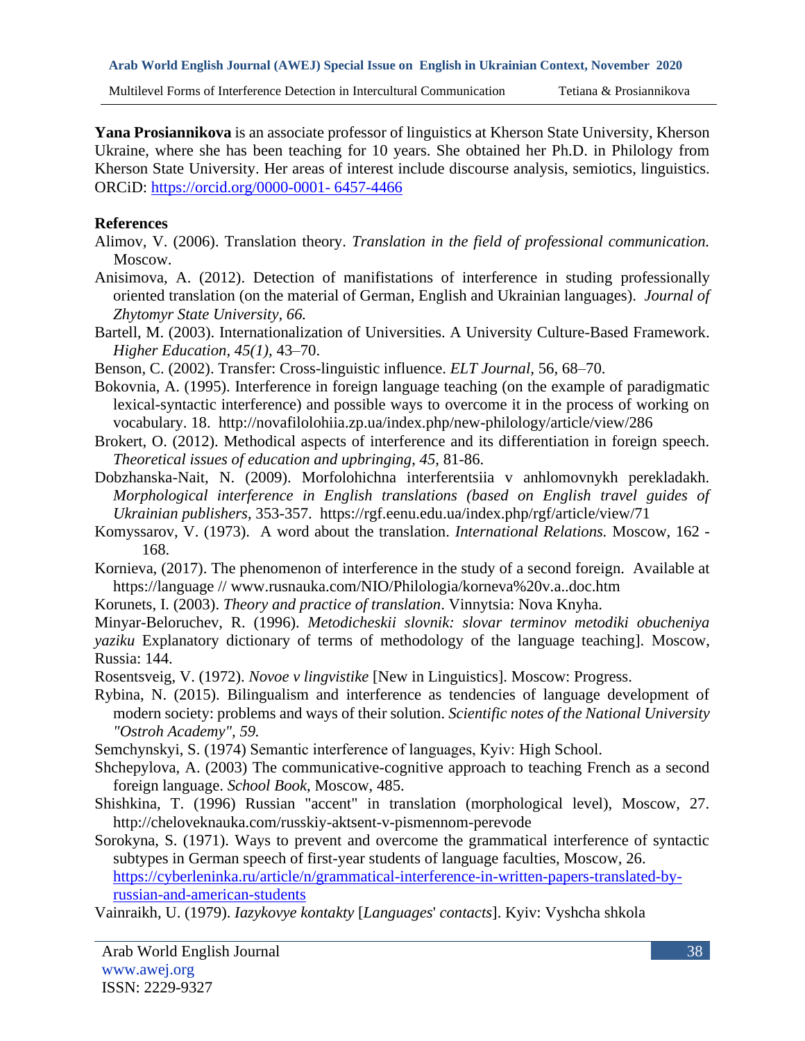**Yana Prosiannikova** is an associate professor of linguistics at Kherson State University, Kherson Ukraine, where she has been teaching for 10 years. She obtained her Ph.D. in Philology from Kherson State University. Her areas of interest include discourse analysis, semiotics, linguistics. ORCiD: https://orcid.org/0000-0001- 6457-4466

**References**

Alimov, V. (2006). Translation theory. *Translation in the field of professional communication.* Moscow.

Anisimova, A. (2012). Detection of manifistations of interference in studing professionally oriented translation (on the material of German, English and Ukrainian languages). *Journal of Zhytomyr State University, 66.*

Bartell, M. (2003). Internationalization of Universities. A University Culture-Based Framework. *Higher Education*, *45(1)*, 43–70.

Benson, C. (2002). Transfer: Cross-linguistic influence. *ELT Journal*, 56, 68–70.

Bokovnia, A. (1995). Interference in foreign language teaching (on the example of paradigmatic lexical-syntactic interference) and possible ways to overcome it in the process of working on vocabulary. 18. http://novafilolohiia.zp.ua/index.php/new-philology/article/view/286

Brokert, O. (2012). Methodical aspects of interference and its differentiation in foreign speech. *Theoretical issues of education and upbringing, 45,* 81-86.

Dobzhanska-Nait, N. (2009). Morfolohichna interferentsiia v anhlomovnykh perekladakh. *Morphological interference in English translations (based on English travel guides of Ukrainian publishers*, 353-357. https://rgf.eenu.edu.ua/index.php/rgf/article/view/71

Komyssarov, V. (1973). A word about the translation. *International Relations.* Moscow, 162 - 168.

Kornieva, (2017). The phenomenon of interference in the study of a second foreign. Available at https://language // www.rusnauka.com/NIO/Philologia/korneva%20v.a..doc.htm

Korunets, I. (2003). *Theory and practice of translation*. Vinnytsia: Nova Knyha.

Minyar-Beloruchev, R. (1996). *Metodicheskii slovnik: slovar terminov metodiki obucheniya yaziku* Explanatory dictionary of terms of methodology of the language teaching]. Moscow, Russia: 144.

Rosentsveig, V. (1972). *Novoe v lingvistike* [New in Linguistics]. Moscow: Progress.

Rybina, N. (2015). Bilingualism and interference as tendencies of language development of modern society: problems and ways of their solution. *Scientific notes of the National University "Ostroh Academy", 59.*

Semchynskyi, S. (1974) Semantic interference of languages, Kyiv: High School.

Shchepylova, A. (2003) The communicative-cognitive approach to teaching French as a second foreign language. *School Book*, Moscow, 485.

Shishkina, T. (1996) Russian "accent" in translation (morphological level), Moscow, 27. http://cheloveknauka.com/russkiy-aktsent-v-pismennom-perevode

Sorokyna, S. (1971). Ways to prevent and overcome the grammatical interference of syntactic subtypes in German speech of first-year students of language faculties, Moscow, 26. https://cyberleninka.ru/article/n/grammatical-interference-in-written-papers-translated-by-russian-and-american-students

Vainraikh, U. (1979). *Iazykovye kontakty* [*Languages*' *contacts*]. Kyiv: Vyshcha shkola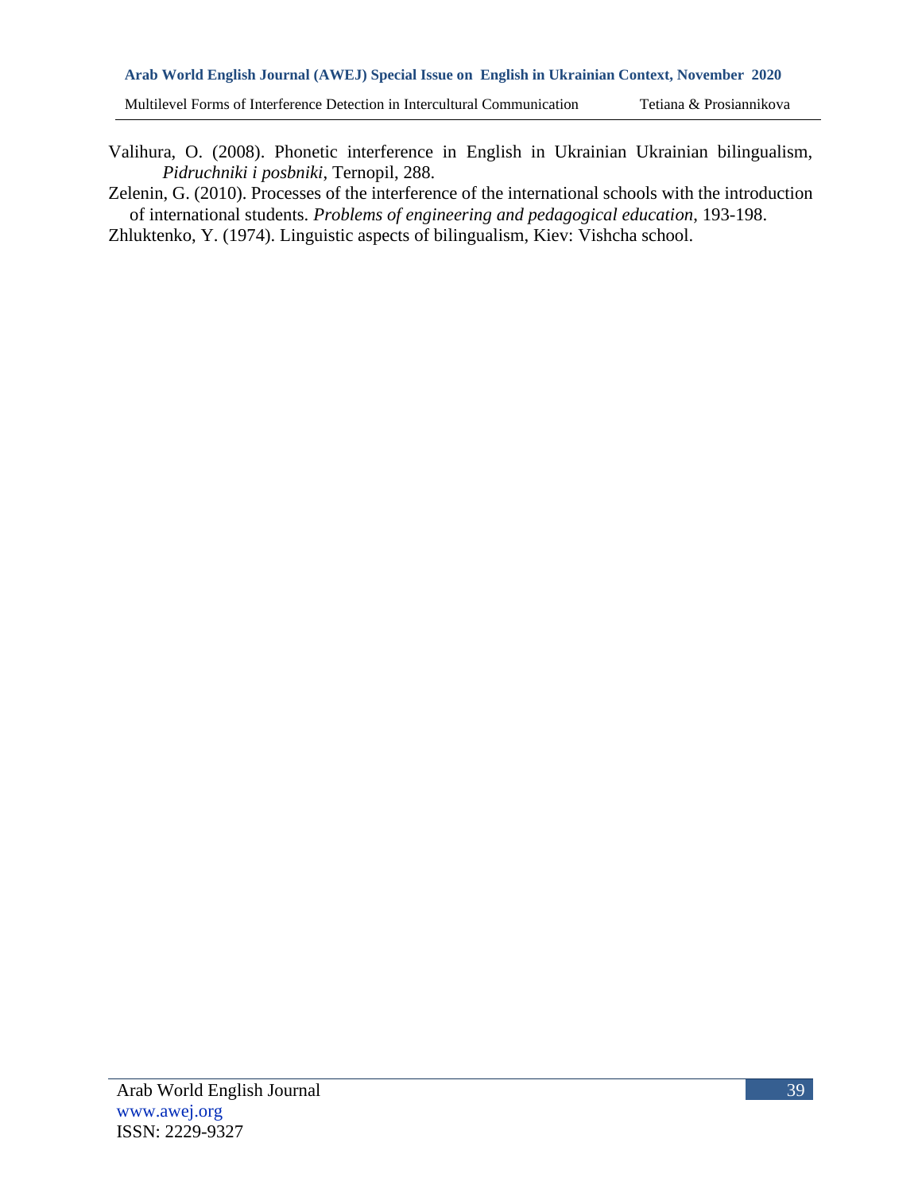Valihura, O. (2008). Phonetic interference in English in Ukrainian Ukrainian bilingualism, *Pidruchniki i posbniki*, Ternopil, 288.

Zelenin, G. (2010). Processes of the interference of the international schools with the introduction of international students. *Problems of engineering and pedagogical education*, 193-198.

Zhluktenko, Y. (1974). Linguistic aspects of bilingualism, Kiev: Vishcha school.